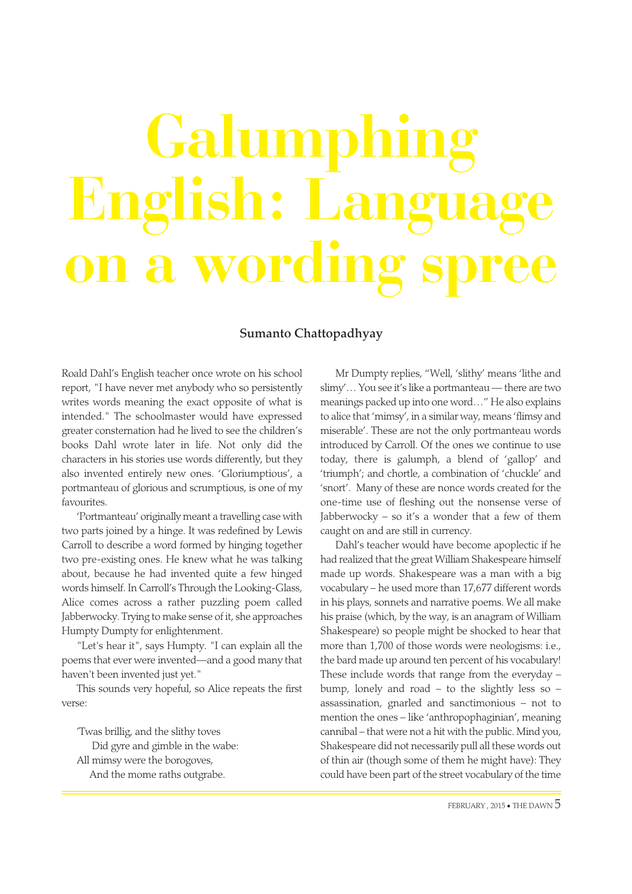# Galumphing English: Language on a wording spree

**Sumanto Chattopadhyay**

Roald Dahl's English teacher once wrote on his school report, "I have never met anybody who so persistently writes words meaning the exact opposite of what is intended." The schoolmaster would have expressed greater consternation had he lived to see the children's books Dahl wrote later in life. Not only did the characters in his stories use words differently, but they also invented entirely new ones. 'Gloriumptious', a portmanteau of glorious and scrumptious, is one of my favourites.

'Portmanteau' originally meant a travelling case with two parts joined by a hinge. It was redefined by Lewis Carroll to describe a word formed by hinging together two pre-existing ones. He knew what he was talking about, because he had invented quite a few hinged words himself. In Carroll's Through the Looking-Glass, Alice comes across a rather puzzling poem called Jabberwocky. Trying to make sense of it, she approaches Humpty Dumpty for enlightenment.

"Let's hear it", says Humpty. "I can explain all the poems that ever were invented—and a good many that haven't been invented just yet."

This sounds very hopeful, so Alice repeats the first verse:

> 'Twas brillig, and the slithy toves
> Did gyre and gimble in the wabe:
> All mimsy were the borogoves,
> And the mome raths outgrabe.

Mr Dumpty replies, "Well, 'slithy' means 'lithe and slimy'… You see it's like a portmanteau — there are two meanings packed up into one word…" He also explains to alice that 'mimsy', in a similar way, means 'flimsy and miserable'. These are not the only portmanteau words introduced by Carroll. Of the ones we continue to use today, there is galumph, a blend of 'gallop' and 'triumph'; and chortle, a combination of 'chuckle' and 'snort'. Many of these are nonce words created for the one-time use of fleshing out the nonsense verse of Jabberwocky – so it's a wonder that a few of them caught on and are still in currency.

Dahl's teacher would have become apoplectic if he had realized that the great William Shakespeare himself made up words. Shakespeare was a man with a big vocabulary – he used more than 17,677 different words in his plays, sonnets and narrative poems. We all make his praise (which, by the way, is an anagram of William Shakespeare) so people might be shocked to hear that more than 1,700 of those words were neologisms: i.e., the bard made up around ten percent of his vocabulary! These include words that range from the everyday – bump, lonely and road – to the slightly less so – assassination, gnarled and sanctimonious – not to mention the ones – like 'anthropophaginian', meaning cannibal – that were not a hit with the public. Mind you, Shakespeare did not necessarily pull all these words out of thin air (though some of them he might have): They could have been part of the street vocabulary of the time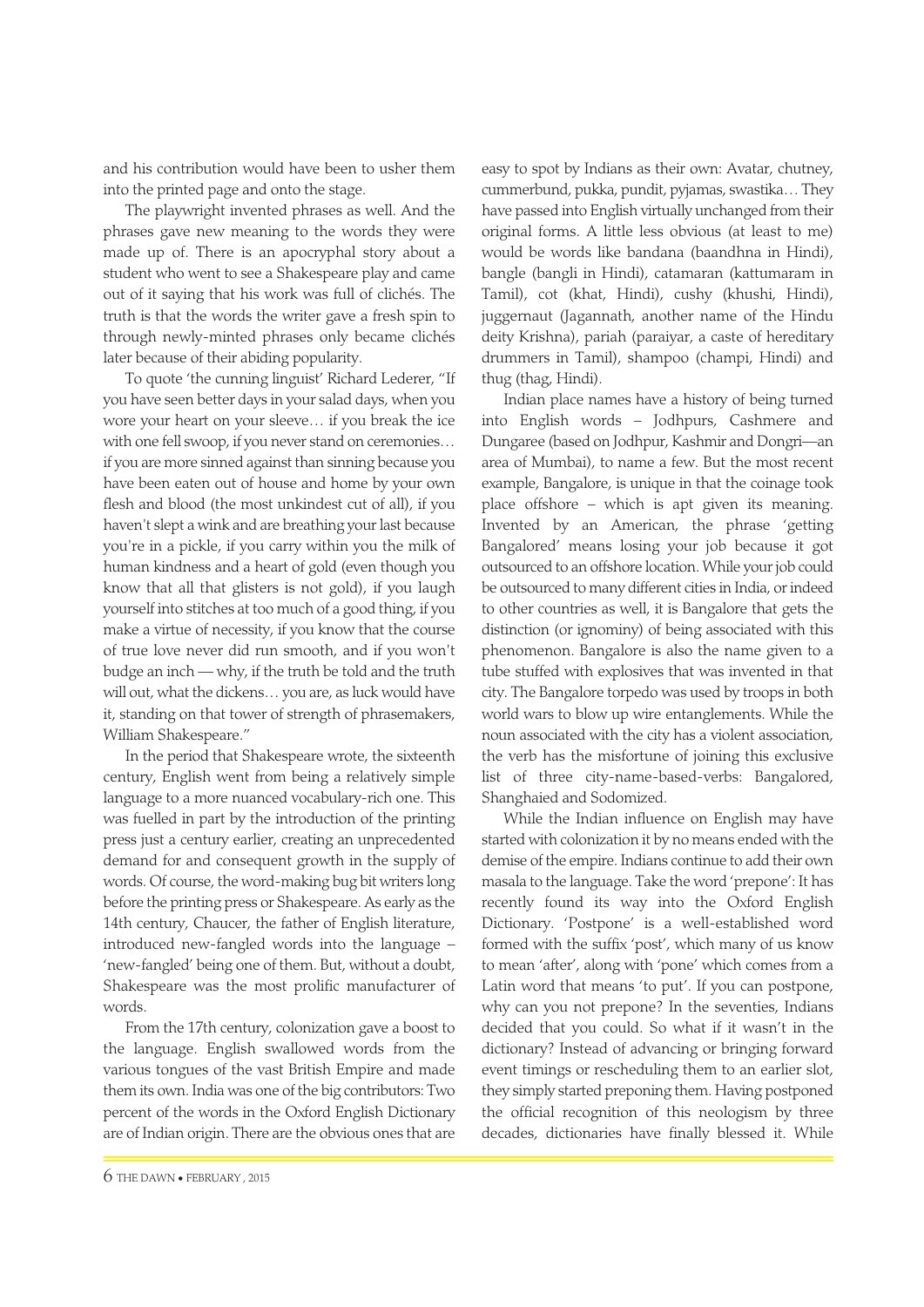and his contribution would have been to usher them into the printed page and onto the stage.

The playwright invented phrases as well. And the phrases gave new meaning to the words they were made up of. There is an apocryphal story about a student who went to see a Shakespeare play and came out of it saying that his work was full of clichés. The truth is that the words the writer gave a fresh spin to through newly-minted phrases only became clichés later because of their abiding popularity.

To quote 'the cunning linguist' Richard Lederer, "If you have seen better days in your salad days, when you wore your heart on your sleeve… if you break the ice with one fell swoop, if you never stand on ceremonies… if you are more sinned against than sinning because you have been eaten out of house and home by your own flesh and blood (the most unkindest cut of all), if you haven't slept a wink and are breathing your last because you're in a pickle, if you carry within you the milk of human kindness and a heart of gold (even though you know that all that glisters is not gold), if you laugh yourself into stitches at too much of a good thing, if you make a virtue of necessity, if you know that the course of true love never did run smooth, and if you won't budge an inch — why, if the truth be told and the truth will out, what the dickens… you are, as luck would have it, standing on that tower of strength of phrasemakers, William Shakespeare."

In the period that Shakespeare wrote, the sixteenth century, English went from being a relatively simple language to a more nuanced vocabulary-rich one. This was fuelled in part by the introduction of the printing press just a century earlier, creating an unprecedented demand for and consequent growth in the supply of words. Of course, the word-making bug bit writers long before the printing press or Shakespeare. As early as the 14th century, Chaucer, the father of English literature, introduced new-fangled words into the language – 'new-fangled' being one of them. But, without a doubt, Shakespeare was the most prolific manufacturer of words.

From the 17th century, colonization gave a boost to the language. English swallowed words from the various tongues of the vast British Empire and made them its own. India was one of the big contributors: Two percent of the words in the Oxford English Dictionary are of Indian origin. There are the obvious ones that are easy to spot by Indians as their own: Avatar, chutney, cummerbund, pukka, pundit, pyjamas, swastika… They have passed into English virtually unchanged from their original forms. A little less obvious (at least to me) would be words like bandana (baandhna in Hindi), bangle (bangli in Hindi), catamaran (kattumaram in Tamil), cot (khat, Hindi), cushy (khushi, Hindi), juggernaut (Jagannath, another name of the Hindu deity Krishna), pariah (paraiyar, a caste of hereditary drummers in Tamil), shampoo (champi, Hindi) and thug (thag, Hindi).

Indian place names have a history of being turned into English words – Jodhpurs, Cashmere and Dungaree (based on Jodhpur, Kashmir and Dongri—an area of Mumbai), to name a few. But the most recent example, Bangalore, is unique in that the coinage took place offshore – which is apt given its meaning. Invented by an American, the phrase 'getting Bangalored' means losing your job because it got outsourced to an offshore location. While your job could be outsourced to many different cities in India, or indeed to other countries as well, it is Bangalore that gets the distinction (or ignominy) of being associated with this phenomenon. Bangalore is also the name given to a tube stuffed with explosives that was invented in that city. The Bangalore torpedo was used by troops in both world wars to blow up wire entanglements. While the noun associated with the city has a violent association, the verb has the misfortune of joining this exclusive list of three city-name-based-verbs: Bangalored, Shanghaied and Sodomized.

While the Indian influence on English may have started with colonization it by no means ended with the demise of the empire. Indians continue to add their own masala to the language. Take the word 'prepone': It has recently found its way into the Oxford English Dictionary. 'Postpone' is a well-established word formed with the suffix 'post', which many of us know to mean 'after', along with 'pone' which comes from a Latin word that means 'to put'. If you can postpone, why can you not prepone? In the seventies, Indians decided that you could. So what if it wasn't in the dictionary? Instead of advancing or bringing forward event timings or rescheduling them to an earlier slot, they simply started preponing them. Having postponed the official recognition of this neologism by three decades, dictionaries have finally blessed it. While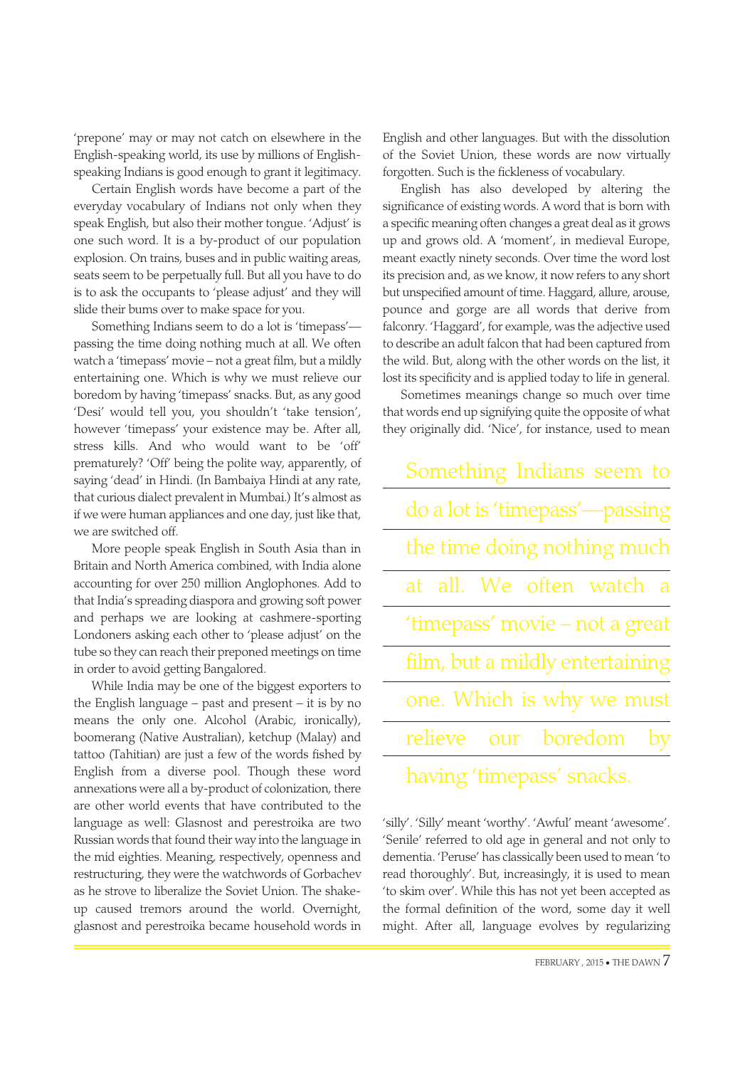'prepone' may or may not catch on elsewhere in the English-speaking world, its use by millions of English-speaking Indians is good enough to grant it legitimacy.

Certain English words have become a part of the everyday vocabulary of Indians not only when they speak English, but also their mother tongue. 'Adjust' is one such word. It is a by-product of our population explosion. On trains, buses and in public waiting areas, seats seem to be perpetually full. But all you have to do is to ask the occupants to 'please adjust' and they will slide their bums over to make space for you.

Something Indians seem to do a lot is 'timepass'—passing the time doing nothing much at all. We often watch a 'timepass' movie – not a great film, but a mildly entertaining one. Which is why we must relieve our boredom by having 'timepass' snacks. But, as any good 'Desi' would tell you, you shouldn't 'take tension', however 'timepass' your existence may be. After all, stress kills. And who would want to be 'off' prematurely? 'Off' being the polite way, apparently, of saying 'dead' in Hindi. (In Bambaiya Hindi at any rate, that curious dialect prevalent in Mumbai.) It's almost as if we were human appliances and one day, just like that, we are switched off.

More people speak English in South Asia than in Britain and North America combined, with India alone accounting for over 250 million Anglophones. Add to that India's spreading diaspora and growing soft power and perhaps we are looking at cashmere-sporting Londoners asking each other to 'please adjust' on the tube so they can reach their preponed meetings on time in order to avoid getting Bangalored.

While India may be one of the biggest exporters to the English language – past and present – it is by no means the only one. Alcohol (Arabic, ironically), boomerang (Native Australian), ketchup (Malay) and tattoo (Tahitian) are just a few of the words fished by English from a diverse pool. Though these word annexations were all a by-product of colonization, there are other world events that have contributed to the language as well: Glasnost and perestroika are two Russian words that found their way into the language in the mid eighties. Meaning, respectively, openness and restructuring, they were the watchwords of Gorbachev as he strove to liberalize the Soviet Union. The shake-up caused tremors around the world. Overnight, glasnost and perestroika became household words in English and other languages. But with the dissolution of the Soviet Union, these words are now virtually forgotten. Such is the fickleness of vocabulary.

English has also developed by altering the significance of existing words. A word that is born with a specific meaning often changes a great deal as it grows up and grows old. A 'moment', in medieval Europe, meant exactly ninety seconds. Over time the word lost its precision and, as we know, it now refers to any short but unspecified amount of time. Haggard, allure, arouse, pounce and gorge are all words that derive from falconry. 'Haggard', for example, was the adjective used to describe an adult falcon that had been captured from the wild. But, along with the other words on the list, it lost its specificity and is applied today to life in general.

Sometimes meanings change so much over time that words end up signifying quite the opposite of what they originally did. 'Nice', for instance, used to mean 'silly'. 'Silly' meant 'worthy'. 'Awful' meant 'awesome'. 'Senile' referred to old age in general and not only to dementia. 'Peruse' has classically been used to mean 'to read thoroughly'. But, increasingly, it is used to mean 'to skim over'. While this has not yet been accepted as the formal definition of the word, some day it well might. After all, language evolves by regularizing

> Something Indians seem to do a lot is 'timepass'—passing the time doing nothing much at all. We often watch a 'timepass' movie – not a great film, but a mildly entertaining one. Which is why we must relieve our boredom by having 'timepass' snacks.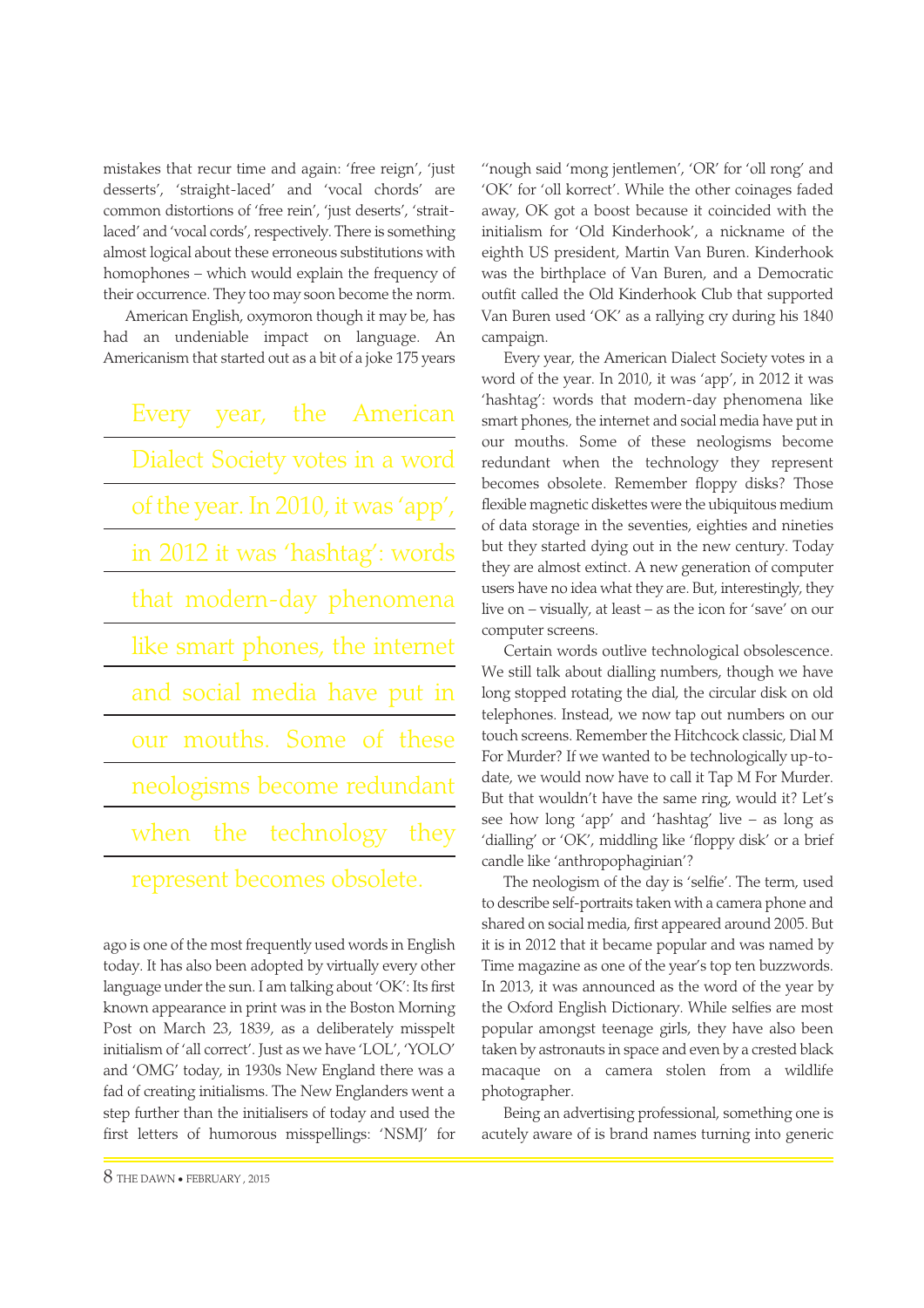mistakes that recur time and again: 'free reign', 'just desserts', 'straight-laced' and 'vocal chords' are common distortions of 'free rein', 'just deserts', 'strait-laced' and 'vocal cords', respectively. There is something almost logical about these erroneous substitutions with homophones – which would explain the frequency of their occurrence. They too may soon become the norm.

American English, oxymoron though it may be, has had an undeniable impact on language. An Americanism that started out as a bit of a joke 175 years ago is one of the most frequently used words in English today. It has also been adopted by virtually every other language under the sun. I am talking about 'OK': Its first known appearance in print was in the Boston Morning Post on March 23, 1839, as a deliberately misspelt initialism of 'all correct'. Just as we have 'LOL', 'YOLO' and 'OMG' today, in 1930s New England there was a fad of creating initialisms. The New Englanders went a step further than the initialisers of today and used the first letters of humorous misspellings: 'NSMJ' for ''nough said 'mong jentlemen', 'OR' for 'oll rong' and 'OK' for 'oll korrect'. While the other coinages faded away, OK got a boost because it coincided with the initialism for 'Old Kinderhook', a nickname of the eighth US president, Martin Van Buren. Kinderhook was the birthplace of Van Buren, and a Democratic outfit called the Old Kinderhook Club that supported Van Buren used 'OK' as a rallying cry during his 1840 campaign.

> Every year, the American Dialect Society votes in a word of the year. In 2010, it was 'app', in 2012 it was 'hashtag': words that modern-day phenomena like smart phones, the internet and social media have put in our mouths. Some of these neologisms become redundant when the technology they represent becomes obsolete.

Every year, the American Dialect Society votes in a word of the year. In 2010, it was 'app', in 2012 it was 'hashtag': words that modern-day phenomena like smart phones, the internet and social media have put in our mouths. Some of these neologisms become redundant when the technology they represent becomes obsolete. Remember floppy disks? Those flexible magnetic diskettes were the ubiquitous medium of data storage in the seventies, eighties and nineties but they started dying out in the new century. Today they are almost extinct. A new generation of computer users have no idea what they are. But, interestingly, they live on – visually, at least – as the icon for 'save' on our computer screens.

Certain words outlive technological obsolescence. We still talk about dialling numbers, though we have long stopped rotating the dial, the circular disk on old telephones. Instead, we now tap out numbers on our touch screens. Remember the Hitchcock classic, Dial M For Murder? If we wanted to be technologically up-to-date, we would now have to call it Tap M For Murder. But that wouldn't have the same ring, would it? Let's see how long 'app' and 'hashtag' live – as long as 'dialling' or 'OK', middling like 'floppy disk' or a brief candle like 'anthropophaginian'?

The neologism of the day is 'selfie'. The term, used to describe self-portraits taken with a camera phone and shared on social media, first appeared around 2005. But it is in 2012 that it became popular and was named by Time magazine as one of the year's top ten buzzwords. In 2013, it was announced as the word of the year by the Oxford English Dictionary. While selfies are most popular amongst teenage girls, they have also been taken by astronauts in space and even by a crested black macaque on a camera stolen from a wildlife photographer.

Being an advertising professional, something one is acutely aware of is brand names turning into generic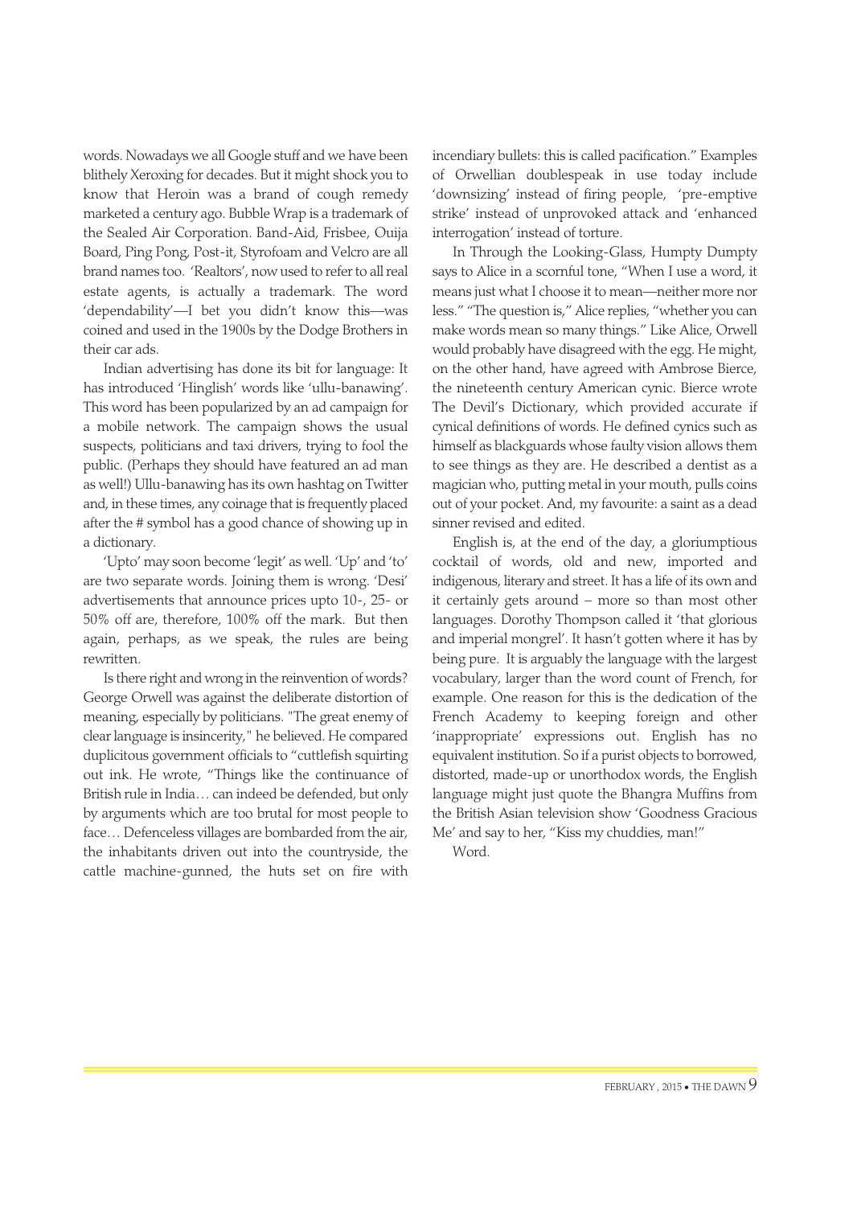words. Nowadays we all Google stuff and we have been blithely Xeroxing for decades. But it might shock you to know that Heroin was a brand of cough remedy marketed a century ago. Bubble Wrap is a trademark of the Sealed Air Corporation. Band-Aid, Frisbee, Ouija Board, Ping Pong, Post-it, Styrofoam and Velcro are all brand names too. 'Realtors', now used to refer to all real estate agents, is actually a trademark. The word 'dependability'—I bet you didn't know this—was coined and used in the 1900s by the Dodge Brothers in their car ads.

Indian advertising has done its bit for language: It has introduced 'Hinglish' words like 'ullu-banawing'. This word has been popularized by an ad campaign for a mobile network. The campaign shows the usual suspects, politicians and taxi drivers, trying to fool the public. (Perhaps they should have featured an ad man as well!) Ullu-banawing has its own hashtag on Twitter and, in these times, any coinage that is frequently placed after the # symbol has a good chance of showing up in a dictionary.

'Upto' may soon become 'legit' as well. 'Up' and 'to' are two separate words. Joining them is wrong. 'Desi' advertisements that announce prices upto 10-, 25- or 50% off are, therefore, 100% off the mark. But then again, perhaps, as we speak, the rules are being rewritten.

Is there right and wrong in the reinvention of words? George Orwell was against the deliberate distortion of meaning, especially by politicians. "The great enemy of clear language is insincerity," he believed. He compared duplicitous government officials to "cuttlefish squirting out ink. He wrote, "Things like the continuance of British rule in India… can indeed be defended, but only by arguments which are too brutal for most people to face… Defenceless villages are bombarded from the air, the inhabitants driven out into the countryside, the cattle machine-gunned, the huts set on fire with incendiary bullets: this is called pacification." Examples of Orwellian doublespeak in use today include 'downsizing' instead of firing people, 'pre-emptive strike' instead of unprovoked attack and 'enhanced interrogation' instead of torture.

In Through the Looking-Glass, Humpty Dumpty says to Alice in a scornful tone, "When I use a word, it means just what I choose it to mean—neither more nor less." "The question is," Alice replies, "whether you can make words mean so many things." Like Alice, Orwell would probably have disagreed with the egg. He might, on the other hand, have agreed with Ambrose Bierce, the nineteenth century American cynic. Bierce wrote The Devil's Dictionary, which provided accurate if cynical definitions of words. He defined cynics such as himself as blackguards whose faulty vision allows them to see things as they are. He described a dentist as a magician who, putting metal in your mouth, pulls coins out of your pocket. And, my favourite: a saint as a dead sinner revised and edited.

English is, at the end of the day, a gloriumptious cocktail of words, old and new, imported and indigenous, literary and street. It has a life of its own and it certainly gets around – more so than most other languages. Dorothy Thompson called it 'that glorious and imperial mongrel'. It hasn't gotten where it has by being pure. It is arguably the language with the largest vocabulary, larger than the word count of French, for example. One reason for this is the dedication of the French Academy to keeping foreign and other 'inappropriate' expressions out. English has no equivalent institution. So if a purist objects to borrowed, distorted, made-up or unorthodox words, the English language might just quote the Bhangra Muffins from the British Asian television show 'Goodness Gracious Me' and say to her, "Kiss my chuddies, man!"

Word.